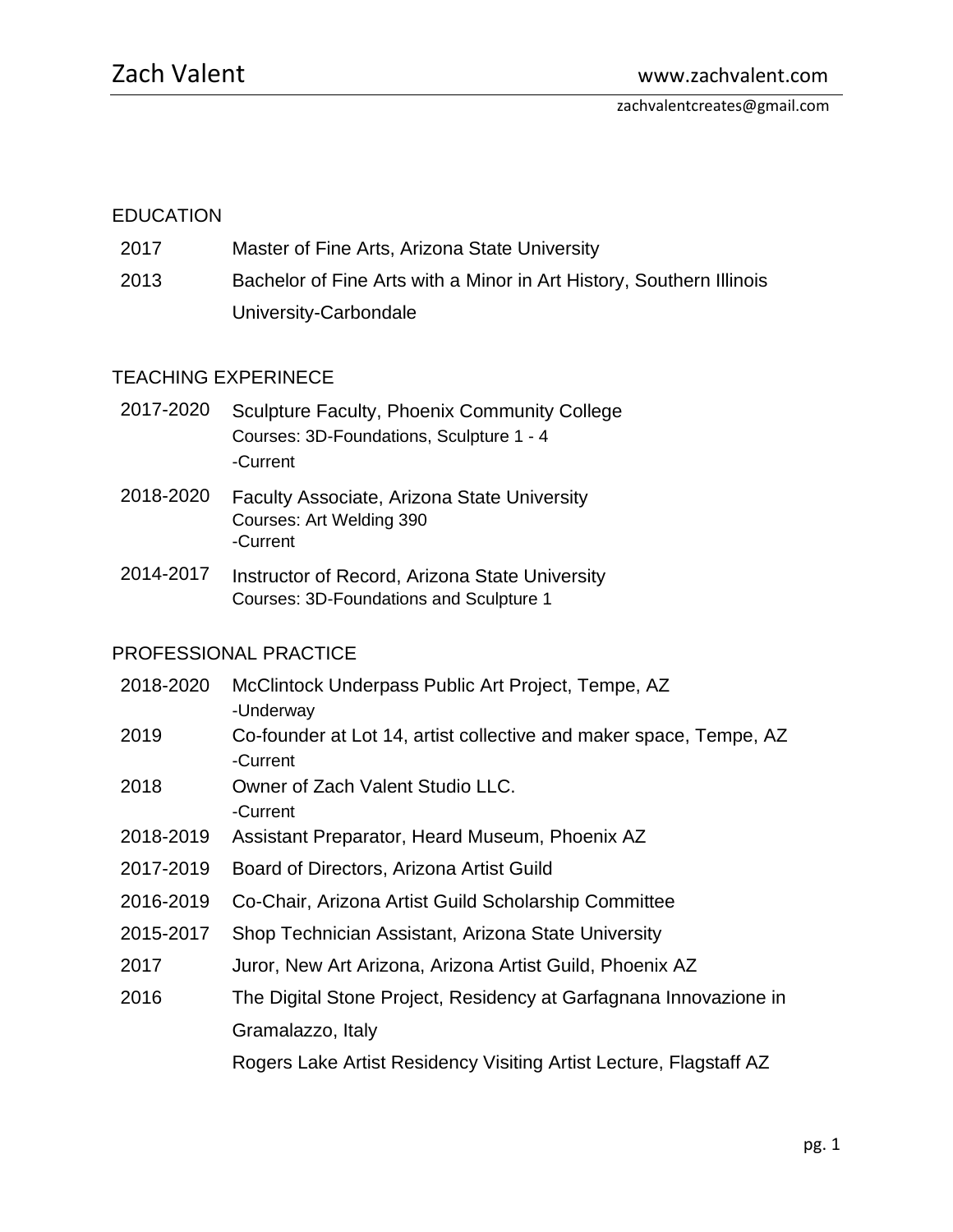# Zach Valent

www.zachvalent.com

zachvalentcreates@gmail.com

## EDUCATION

| | |
|---|---|
| 2017 | Master of Fine Arts, Arizona State University |
| 2013 | Bachelor of Fine Arts with a Minor in Art History, Southern Illinois University-Carbondale |

## TEACHING EXPERINECE

| | |
|---|---|
| 2017-2020 | Sculpture Faculty, Phoenix Community College<br>Courses: 3D-Foundations, Sculpture 1 - 4<br>-Current |
| 2018-2020 | Faculty Associate, Arizona State University<br>Courses: Art Welding 390<br>-Current |
| 2014-2017 | Instructor of Record, Arizona State University<br>Courses: 3D-Foundations and Sculpture 1 |

## PROFESSIONAL PRACTICE

| | |
|---|---|
| 2018-2020 | McClintock Underpass Public Art Project, Tempe, AZ<br>-Underway |
| 2019 | Co-founder at Lot 14, artist collective and maker space, Tempe, AZ<br>-Current |
| 2018 | Owner of Zach Valent Studio LLC.<br>-Current |
| 2018-2019 | Assistant Preparator, Heard Museum, Phoenix AZ |
| 2017-2019 | Board of Directors, Arizona Artist Guild |
| 2016-2019 | Co-Chair, Arizona Artist Guild Scholarship Committee |
| 2015-2017 | Shop Technician Assistant, Arizona State University |
| 2017 | Juror, New Art Arizona, Arizona Artist Guild, Phoenix AZ |
| 2016 | The Digital Stone Project, Residency at Garfagnana Innovazione in Gramalazzo, Italy |
| | Rogers Lake Artist Residency Visiting Artist Lecture, Flagstaff AZ |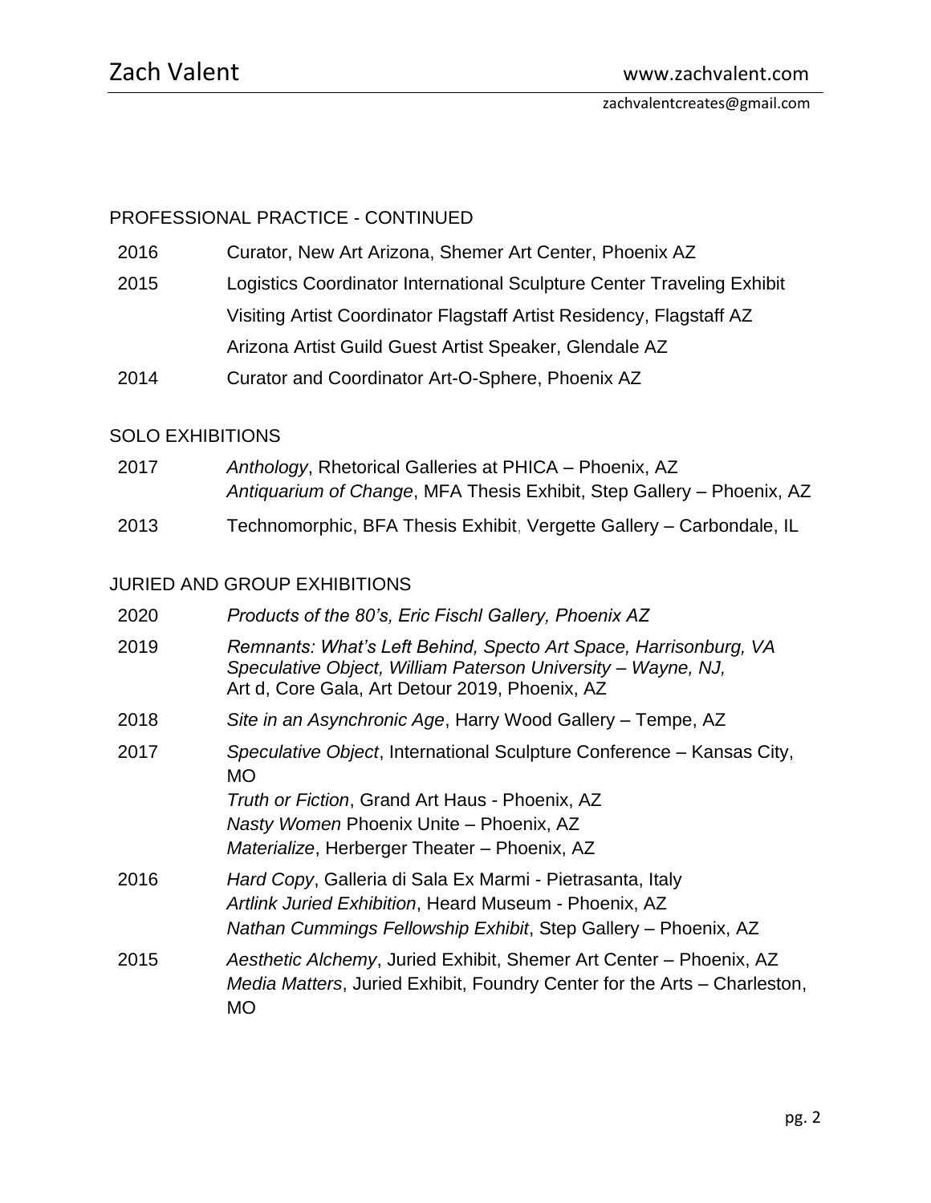## PROFESSIONAL PRACTICE - CONTINUED

| | |
|---|---|
| 2016 | Curator, New Art Arizona, Shemer Art Center, Phoenix AZ |
| 2015 | Logistics Coordinator International Sculpture Center Traveling Exhibit |
| | Visiting Artist Coordinator Flagstaff Artist Residency, Flagstaff AZ |
| | Arizona Artist Guild Guest Artist Speaker, Glendale AZ |
| 2014 | Curator and Coordinator Art-O-Sphere, Phoenix AZ |

## SOLO EXHIBITIONS

| | |
|---|---|
| 2017 | *Anthology*, Rhetorical Galleries at PHICA – Phoenix, AZ |
| | *Antiquarium of Change*, MFA Thesis Exhibit, Step Gallery – Phoenix, AZ |
| 2013 | Technomorphic, BFA Thesis Exhibit, Vergette Gallery – Carbondale, IL |

## JURIED AND GROUP EXHIBITIONS

| | |
|---|---|
| 2020 | *Products of the 80's, Eric Fischl Gallery, Phoenix AZ* |
| 2019 | *Remnants: What's Left Behind, Specto Art Space, Harrisonburg, VA* |
| | *Speculative Object, William Paterson University – Wayne, NJ,* |
| | Art d, Core Gala, Art Detour 2019, Phoenix, AZ |
| 2018 | *Site in an Asynchronic Age*, Harry Wood Gallery – Tempe, AZ |
| 2017 | *Speculative Object*, International Sculpture Conference – Kansas City, MO |
| | *Truth or Fiction*, Grand Art Haus - Phoenix, AZ |
| | *Nasty Women* Phoenix Unite – Phoenix, AZ |
| | *Materialize*, Herberger Theater – Phoenix, AZ |
| 2016 | *Hard Copy*, Galleria di Sala Ex Marmi - Pietrasanta, Italy |
| | *Artlink Juried Exhibition*, Heard Museum - Phoenix, AZ |
| | *Nathan Cummings Fellowship Exhibit*, Step Gallery – Phoenix, AZ |
| 2015 | *Aesthetic Alchemy*, Juried Exhibit, Shemer Art Center – Phoenix, AZ |
| | *Media Matters*, Juried Exhibit, Foundry Center for the Arts – Charleston, MO |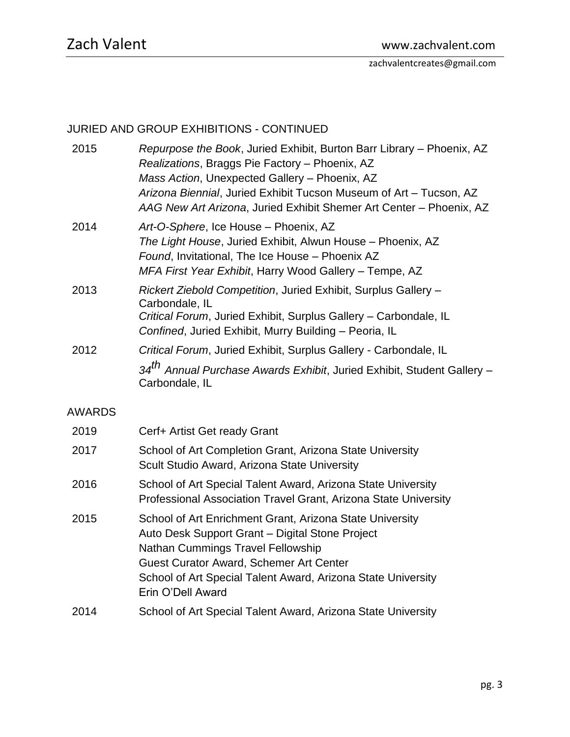## JURIED AND GROUP EXHIBITIONS - CONTINUED

**2015**

*Repurpose the Book*, Juried Exhibit, Burton Barr Library – Phoenix, AZ
*Realizations*, Braggs Pie Factory – Phoenix, AZ
*Mass Action*, Unexpected Gallery – Phoenix, AZ
*Arizona Biennial*, Juried Exhibit Tucson Museum of Art – Tucson, AZ
*AAG New Art Arizona*, Juried Exhibit Shemer Art Center – Phoenix, AZ

**2014**

*Art-O-Sphere*, Ice House – Phoenix, AZ
*The Light House*, Juried Exhibit, Alwun House – Phoenix, AZ
*Found*, Invitational, The Ice House – Phoenix AZ
*MFA First Year Exhibit*, Harry Wood Gallery – Tempe, AZ

**2013**

*Rickert Ziebold Competition*, Juried Exhibit, Surplus Gallery – Carbondale, IL
*Critical Forum*, Juried Exhibit, Surplus Gallery – Carbondale, IL
*Confined*, Juried Exhibit, Murry Building – Peoria, IL

**2012**

*Critical Forum*, Juried Exhibit, Surplus Gallery - Carbondale, IL
*34th Annual Purchase Awards Exhibit*, Juried Exhibit, Student Gallery – Carbondale, IL

## AWARDS

**2019**

Cerf+ Artist Get ready Grant

**2017**

School of Art Completion Grant, Arizona State University
Scult Studio Award, Arizona State University

**2016**

School of Art Special Talent Award, Arizona State University
Professional Association Travel Grant, Arizona State University

**2015**

School of Art Enrichment Grant, Arizona State University
Auto Desk Support Grant – Digital Stone Project
Nathan Cummings Travel Fellowship
Guest Curator Award, Schemer Art Center
School of Art Special Talent Award, Arizona State University
Erin O'Dell Award

**2014**

School of Art Special Talent Award, Arizona State University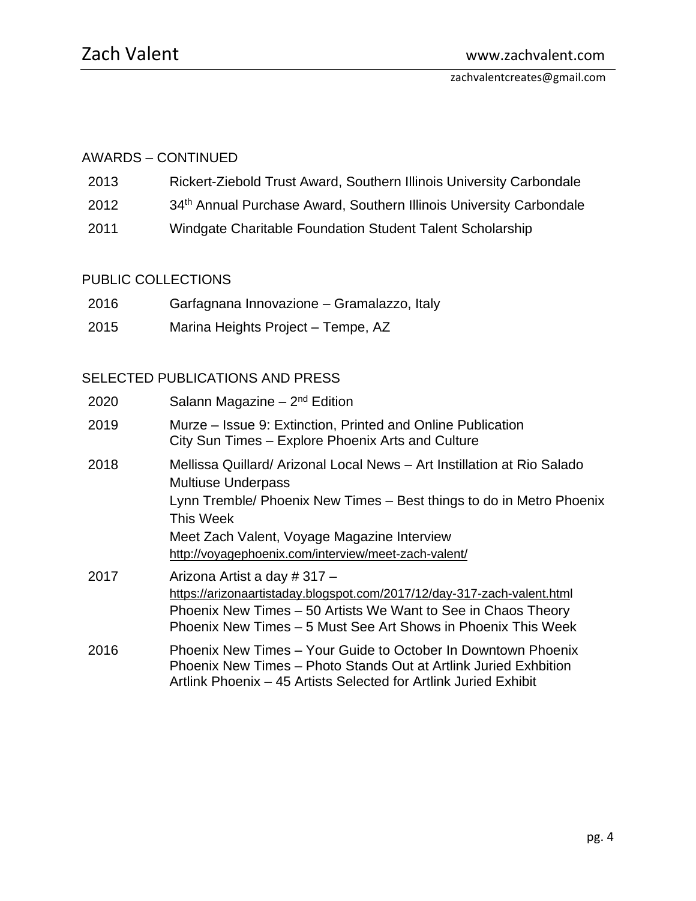## AWARDS – CONTINUED

| | |
|---|---|
| 2013 | Rickert-Ziebold Trust Award, Southern Illinois University Carbondale |
| 2012 | 34th Annual Purchase Award, Southern Illinois University Carbondale |
| 2011 | Windgate Charitable Foundation Student Talent Scholarship |

## PUBLIC COLLECTIONS

| | |
|---|---|
| 2016 | Garfagnana Innovazione – Gramalazzo, Italy |
| 2015 | Marina Heights Project – Tempe, AZ |

## SELECTED PUBLICATIONS AND PRESS

| | |
|---|---|
| 2020 | Salann Magazine – 2nd Edition |
| 2019 | Murze – Issue 9: Extinction, Printed and Online Publication<br>City Sun Times – Explore Phoenix Arts and Culture |
| 2018 | Mellissa Quillard/ Arizonal Local News – Art Instillation at Rio Salado Multiuse Underpass<br>Lynn Tremble/ Phoenix New Times – Best things to do in Metro Phoenix This Week<br>Meet Zach Valent, Voyage Magazine Interview<br>http://voyagephoenix.com/interview/meet-zach-valent/ |
| 2017 | Arizona Artist a day # 317 – https://arizonaartistaday.blogspot.com/2017/12/day-317-zach-valent.html<br>Phoenix New Times – 50 Artists We Want to See in Chaos Theory<br>Phoenix New Times – 5 Must See Art Shows in Phoenix This Week |
| 2016 | Phoenix New Times – Your Guide to October In Downtown Phoenix<br>Phoenix New Times – Photo Stands Out at Artlink Juried Exhbition<br>Artlink Phoenix – 45 Artists Selected for Artlink Juried Exhibit |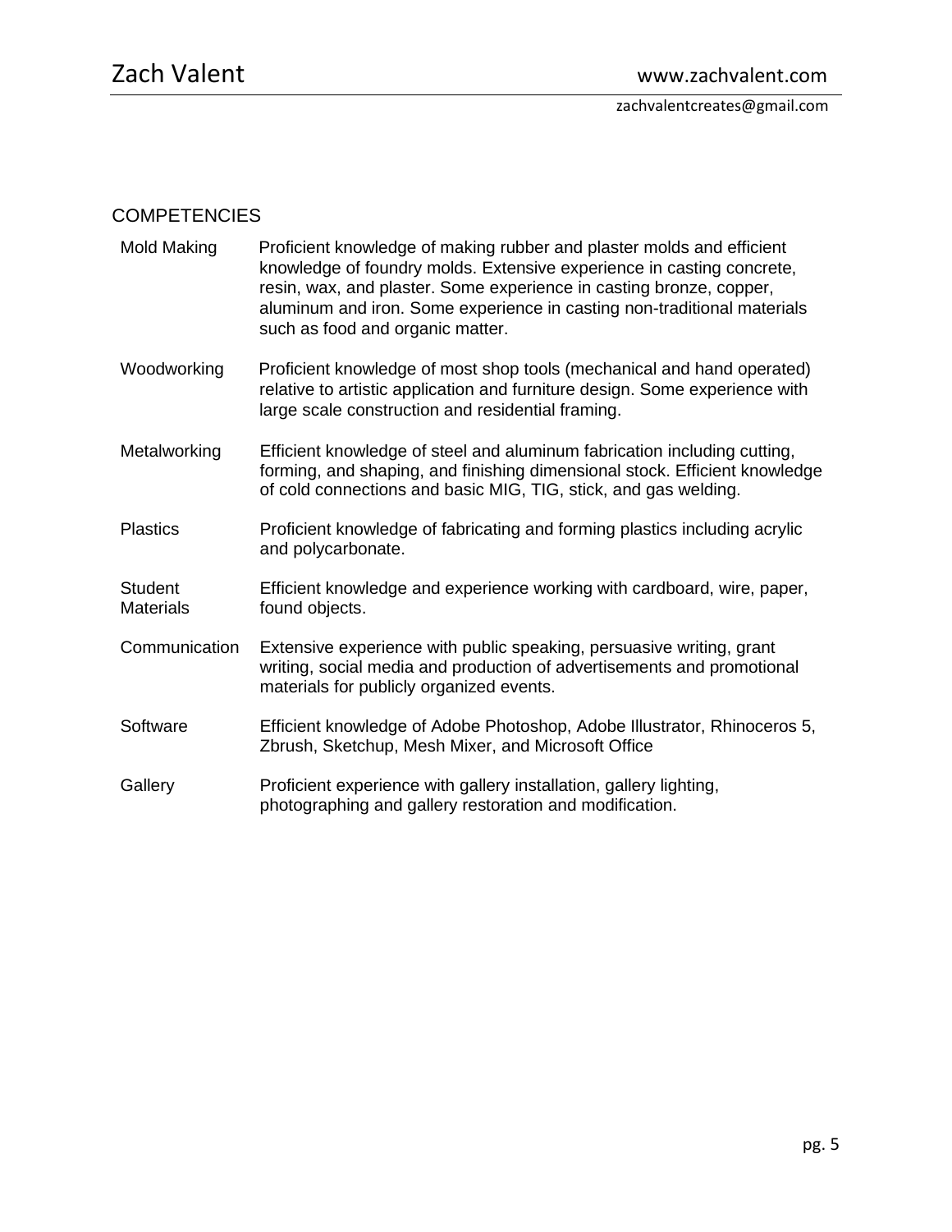## COMPETENCIES

| | |
|---|---|
| Mold Making | Proficient knowledge of making rubber and plaster molds and efficient knowledge of foundry molds. Extensive experience in casting concrete, resin, wax, and plaster. Some experience in casting bronze, copper, aluminum and iron. Some experience in casting non-traditional materials such as food and organic matter. |
| Woodworking | Proficient knowledge of most shop tools (mechanical and hand operated) relative to artistic application and furniture design. Some experience with large scale construction and residential framing. |
| Metalworking | Efficient knowledge of steel and aluminum fabrication including cutting, forming, and shaping, and finishing dimensional stock. Efficient knowledge of cold connections and basic MIG, TIG, stick, and gas welding. |
| Plastics | Proficient knowledge of fabricating and forming plastics including acrylic and polycarbonate. |
| Student Materials | Efficient knowledge and experience working with cardboard, wire, paper, found objects. |
| Communication | Extensive experience with public speaking, persuasive writing, grant writing, social media and production of advertisements and promotional materials for publicly organized events. |
| Software | Efficient knowledge of Adobe Photoshop, Adobe Illustrator, Rhinoceros 5, Zbrush, Sketchup, Mesh Mixer, and Microsoft Office |
| Gallery | Proficient experience with gallery installation, gallery lighting, photographing and gallery restoration and modification. |